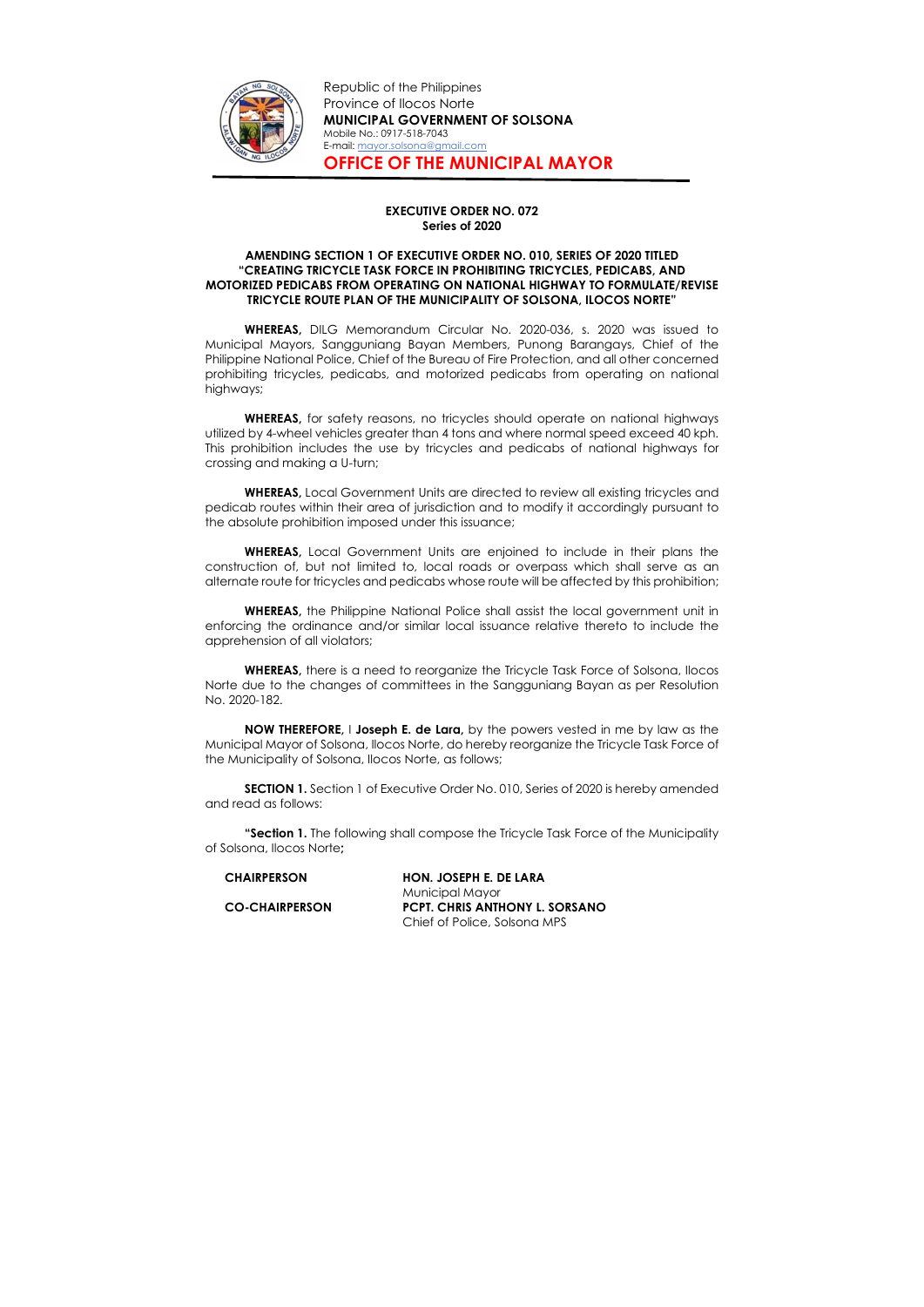Republic of the Philippines
Province of Ilocos Norte
**MUNICIPAL GOVERNMENT OF SOLSONA**
Mobile No.: 0917-518-7043
E-mail: mayor.solsona@gmail.com

**OFFICE OF THE MUNICIPAL MAYOR**

**EXECUTIVE ORDER NO. 072**
**Series of 2020**

**AMENDING SECTION 1 OF EXECUTIVE ORDER NO. 010, SERIES OF 2020 TITLED "CREATING TRICYCLE TASK FORCE IN PROHIBITING TRICYCLES, PEDICABS, AND MOTORIZED PEDICABS FROM OPERATING ON NATIONAL HIGHWAY TO FORMULATE/REVISE TRICYCLE ROUTE PLAN OF THE MUNICIPALITY OF SOLSONA, ILOCOS NORTE"**

**WHEREAS,** DILG Memorandum Circular No. 2020-036, s. 2020 was issued to Municipal Mayors, Sangguniang Bayan Members, Punong Barangays, Chief of the Philippine National Police, Chief of the Bureau of Fire Protection, and all other concerned prohibiting tricycles, pedicabs, and motorized pedicabs from operating on national highways;

**WHEREAS,** for safety reasons, no tricycles should operate on national highways utilized by 4-wheel vehicles greater than 4 tons and where normal speed exceed 40 kph. This prohibition includes the use by tricycles and pedicabs of national highways for crossing and making a U-turn;

**WHEREAS,** Local Government Units are directed to review all existing tricycles and pedicab routes within their area of jurisdiction and to modify it accordingly pursuant to the absolute prohibition imposed under this issuance;

**WHEREAS,** Local Government Units are enjoined to include in their plans the construction of, but not limited to, local roads or overpass which shall serve as an alternate route for tricycles and pedicabs whose route will be affected by this prohibition;

**WHEREAS,** the Philippine National Police shall assist the local government unit in enforcing the ordinance and/or similar local issuance relative thereto to include the apprehension of all violators;

**WHEREAS,** there is a need to reorganize the Tricycle Task Force of Solsona, Ilocos Norte due to the changes of committees in the Sangguniang Bayan as per Resolution No. 2020-182.

**NOW THEREFORE,** I **Joseph E. de Lara,** by the powers vested in me by law as the Municipal Mayor of Solsona, Ilocos Norte, do hereby reorganize the Tricycle Task Force of the Municipality of Solsona, Ilocos Norte, as follows;

**SECTION 1.** Section 1 of Executive Order No. 010, Series of 2020 is hereby amended and read as follows:

**"Section 1.** The following shall compose the Tricycle Task Force of the Municipality of Solsona, Ilocos Norte**;**

| | |
|---|---|
| **CHAIRPERSON** | **HON. JOSEPH E. DE LARA**<br>Municipal Mayor |
| **CO-CHAIRPERSON** | **PCPT. CHRIS ANTHONY L. SORSANO**<br>Chief of Police, Solsona MPS |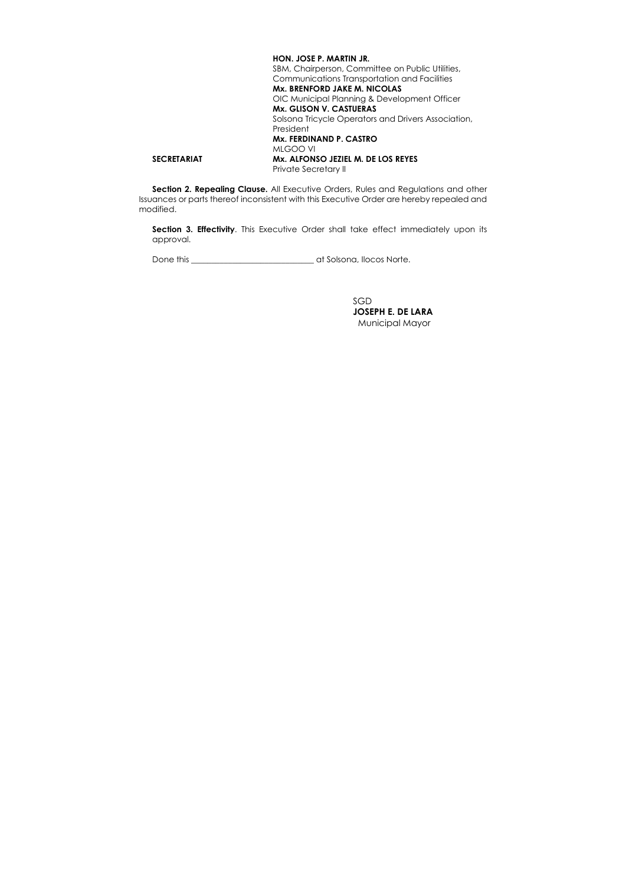**HON. JOSE P. MARTIN JR.**
SBM, Chairperson, Committee on Public Utilities, Communications Transportation and Facilities
**Mx. BRENFORD JAKE M. NICOLAS**
OIC Municipal Planning & Development Officer
**Mx. GLISON V. CASTUERAS**
Solsona Tricycle Operators and Drivers Association, President
**Mx. FERDINAND P. CASTRO**
MLGOO VI

**SECRETARIAT**

**Mx. ALFONSO JEZIEL M. DE LOS REYES**
Private Secretary II

**Section 2. Repealing Clause.** All Executive Orders, Rules and Regulations and other Issuances or parts thereof inconsistent with this Executive Order are hereby repealed and modified.

**Section 3. Effectivity**. This Executive Order shall take effect immediately upon its approval.

Done this ____________________________ at Solsona, Ilocos Norte.

SGD
**JOSEPH E. DE LARA**
Municipal Mayor